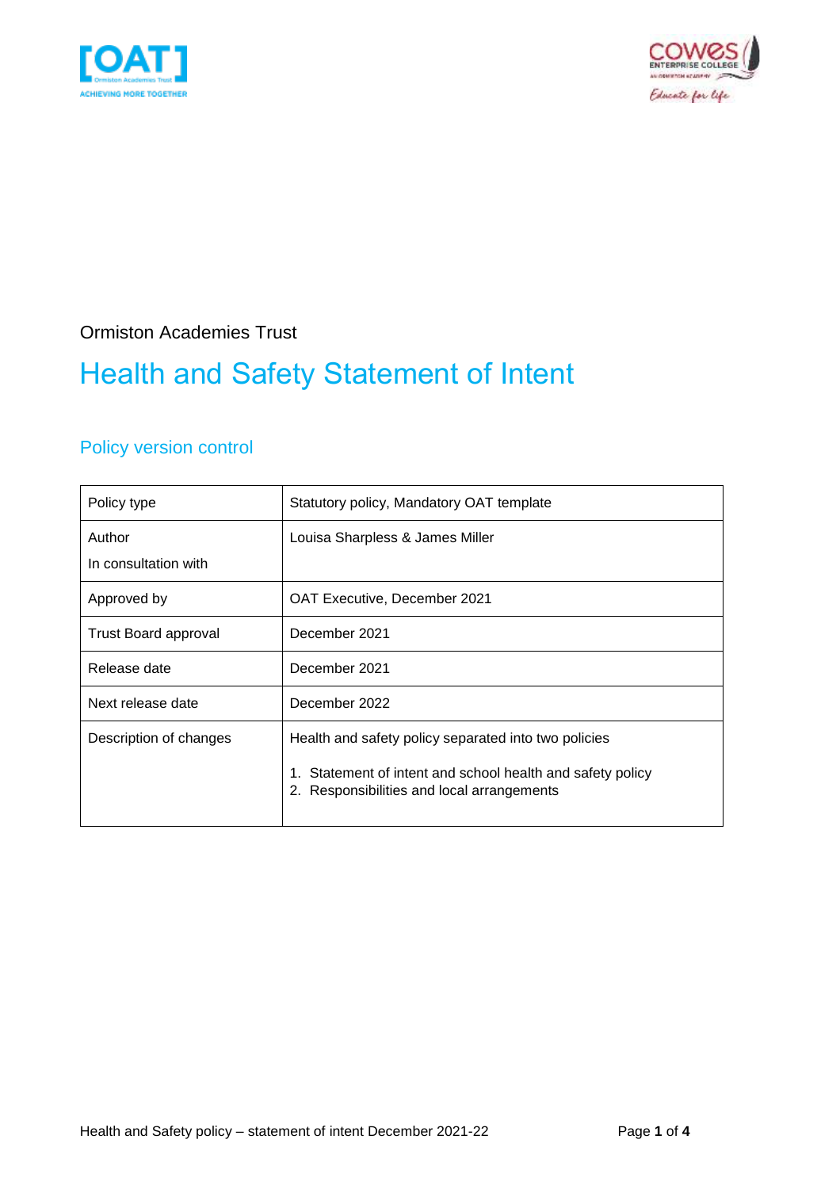Ormiston Academies Trust

# Health and Safety Statement of Intent

## Policy version control

| Policy type | Statutory policy, Mandatory OAT template |
|---|---|
| Author<br>In consultation with | Louisa Sharpless & James Miller |
| Approved by | OAT Executive, December 2021 |
| Trust Board approval | December 2021 |
| Release date | December 2021 |
| Next release date | December 2022 |
| Description of changes | Health and safety policy separated into two policies<br>1. Statement of intent and school health and safety policy<br>2. Responsibilities and local arrangements |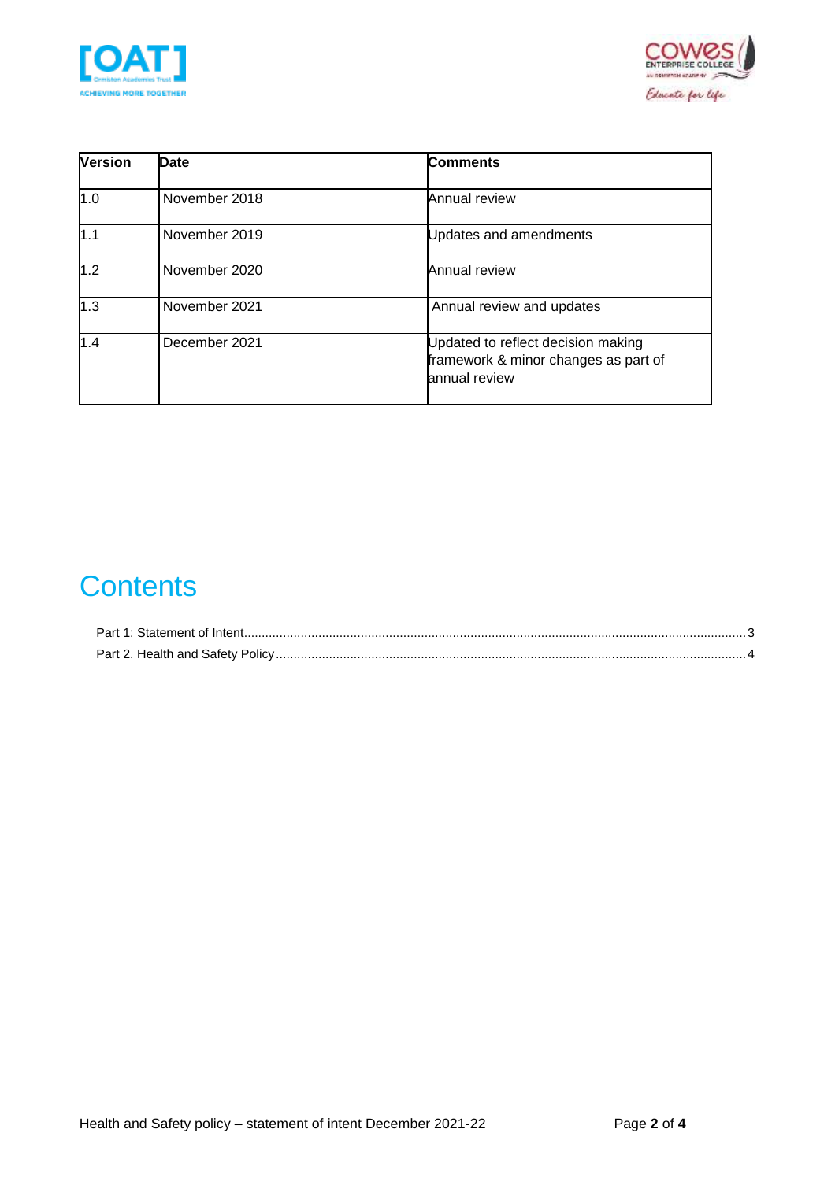| Version | Date | Comments |
|---|---|---|
| 1.0 | November 2018 | Annual review |
| 1.1 | November 2019 | Updates and amendments |
| 1.2 | November 2020 | Annual review |
| 1.3 | November 2021 | Annual review and updates |
| 1.4 | December 2021 | Updated to reflect decision making framework & minor changes as part of annual review |

# Contents

Part 1: Statement of Intent.......................................................................................................3
Part 2. Health and Safety Policy..............................................................................................4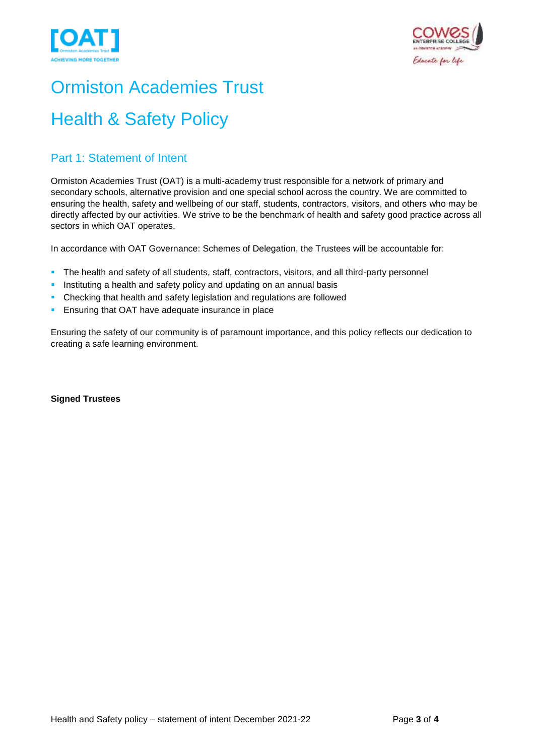# Ormiston Academies Trust

# Health & Safety Policy

## Part 1: Statement of Intent

Ormiston Academies Trust (OAT) is a multi-academy trust responsible for a network of primary and secondary schools, alternative provision and one special school across the country. We are committed to ensuring the health, safety and wellbeing of our staff, students, contractors, visitors, and others who may be directly affected by our activities. We strive to be the benchmark of health and safety good practice across all sectors in which OAT operates.

In accordance with OAT Governance: Schemes of Delegation, the Trustees will be accountable for:

- The health and safety of all students, staff, contractors, visitors, and all third-party personnel
- Instituting a health and safety policy and updating on an annual basis
- Checking that health and safety legislation and regulations are followed
- Ensuring that OAT have adequate insurance in place

Ensuring the safety of our community is of paramount importance, and this policy reflects our dedication to creating a safe learning environment.

**Signed Trustees**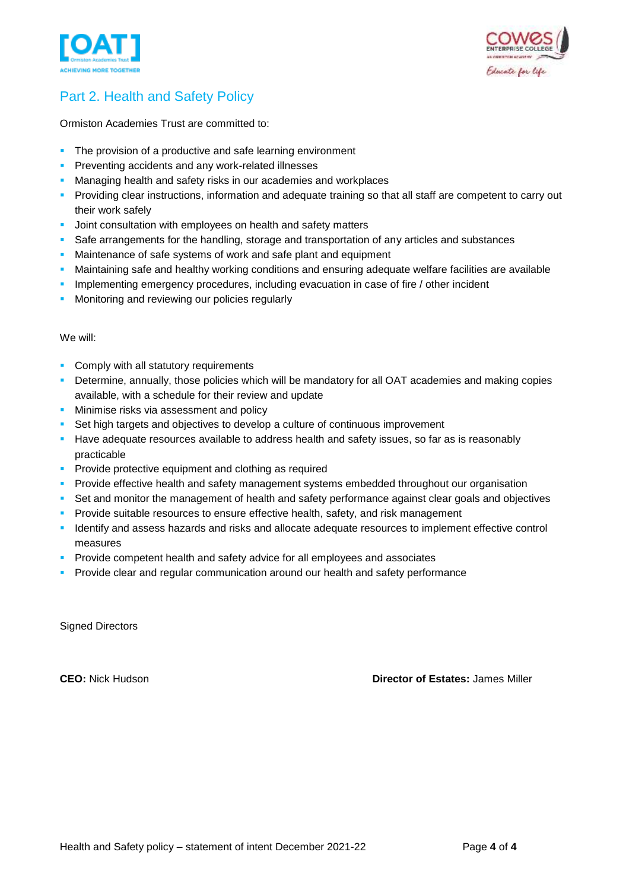## Part 2. Health and Safety Policy

Ormiston Academies Trust are committed to:

- The provision of a productive and safe learning environment
- Preventing accidents and any work-related illnesses
- Managing health and safety risks in our academies and workplaces
- Providing clear instructions, information and adequate training so that all staff are competent to carry out their work safely
- Joint consultation with employees on health and safety matters
- Safe arrangements for the handling, storage and transportation of any articles and substances
- Maintenance of safe systems of work and safe plant and equipment
- Maintaining safe and healthy working conditions and ensuring adequate welfare facilities are available
- Implementing emergency procedures, including evacuation in case of fire / other incident
- Monitoring and reviewing our policies regularly

We will:

- Comply with all statutory requirements
- Determine, annually, those policies which will be mandatory for all OAT academies and making copies available, with a schedule for their review and update
- Minimise risks via assessment and policy
- Set high targets and objectives to develop a culture of continuous improvement
- Have adequate resources available to address health and safety issues, so far as is reasonably practicable
- Provide protective equipment and clothing as required
- Provide effective health and safety management systems embedded throughout our organisation
- Set and monitor the management of health and safety performance against clear goals and objectives
- Provide suitable resources to ensure effective health, safety, and risk management
- Identify and assess hazards and risks and allocate adequate resources to implement effective control measures
- Provide competent health and safety advice for all employees and associates
- Provide clear and regular communication around our health and safety performance

Signed Directors

**CEO:** Nick Hudson

**Director of Estates:** James Miller